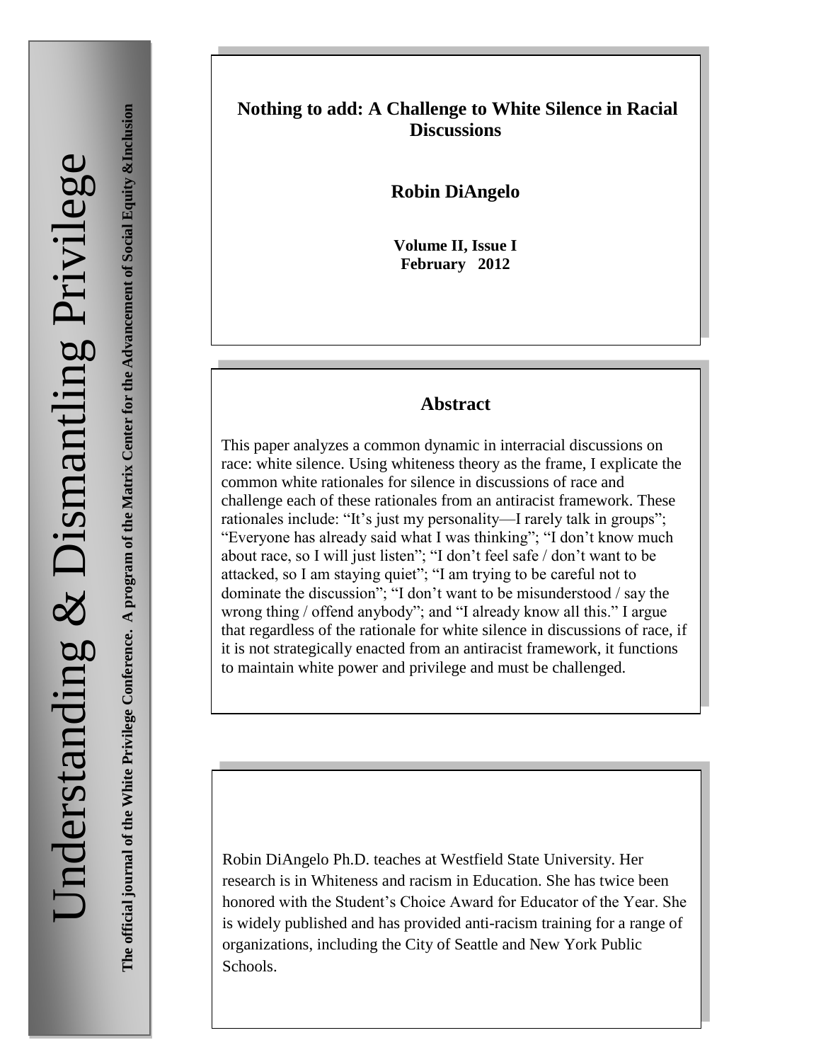Understanding & Dismantling Privilege

**The official journal of the White Privilege Conference. A program of the Matrix Center for the Advancement of Social Equity & Inclusion**

# Nothing to add: A Challenge to White Silence in Racial Discussions

**Robin DiAngelo**

**Volume II, Issue I**
**February 2012**

## Abstract

This paper analyzes a common dynamic in interracial discussions on race: white silence. Using whiteness theory as the frame, I explicate the common white rationales for silence in discussions of race and challenge each of these rationales from an antiracist framework. These rationales include: "It's just my personality—I rarely talk in groups"; "Everyone has already said what I was thinking"; "I don't know much about race, so I will just listen"; "I don't feel safe / don't want to be attacked, so I am staying quiet"; "I am trying to be careful not to dominate the discussion"; "I don't want to be misunderstood / say the wrong thing / offend anybody"; and "I already know all this." I argue that regardless of the rationale for white silence in discussions of race, if it is not strategically enacted from an antiracist framework, it functions to maintain white power and privilege and must be challenged.

Robin DiAngelo Ph.D. teaches at Westfield State University. Her research is in Whiteness and racism in Education. She has twice been honored with the Student's Choice Award for Educator of the Year. She is widely published and has provided anti-racism training for a range of organizations, including the City of Seattle and New York Public Schools.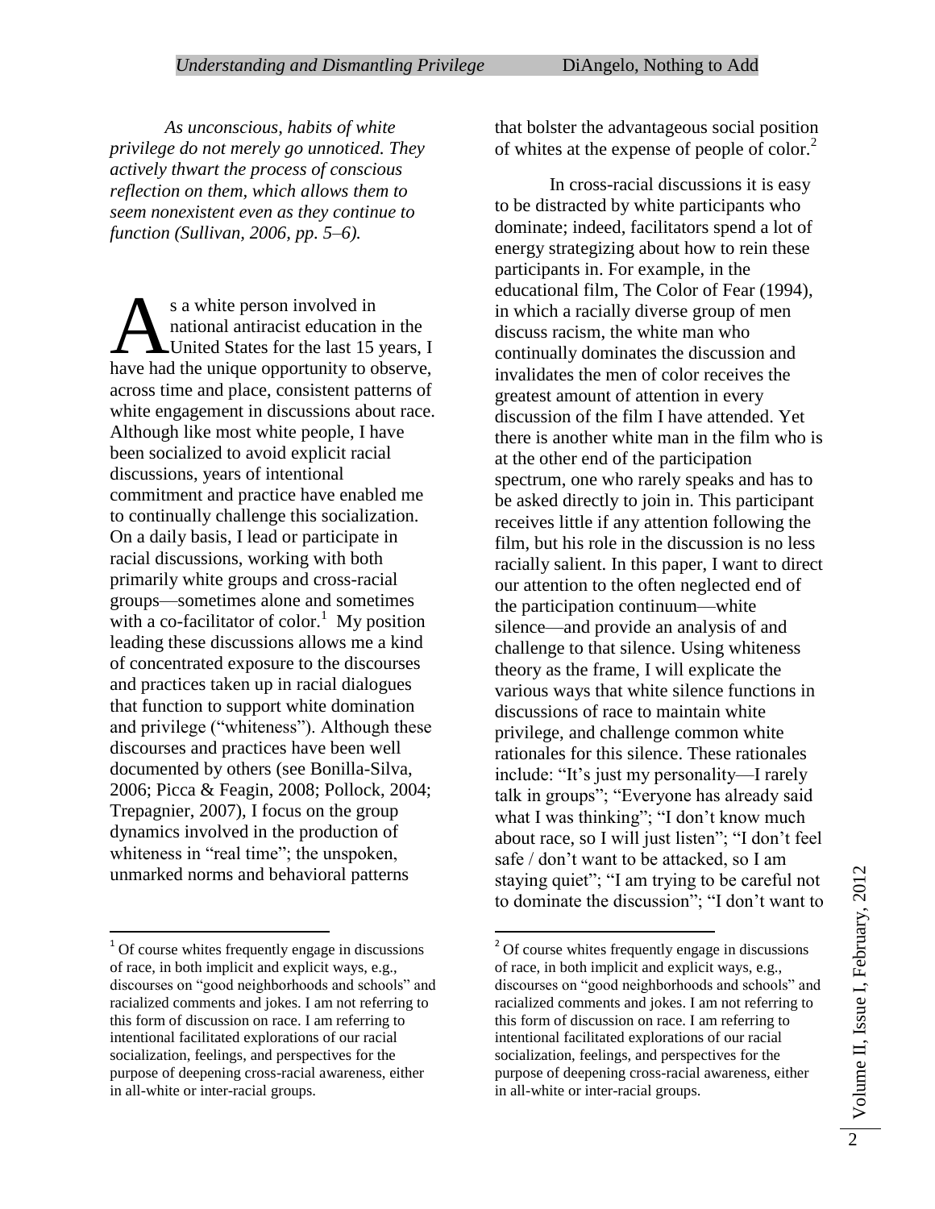*As unconscious, habits of white privilege do not merely go unnoticed. They actively thwart the process of conscious reflection on them, which allows them to seem nonexistent even as they continue to function (Sullivan, 2006, pp. 5–6).*

As a white person involved in national antiracist education in the United States for the last 15 years, I have had the unique opportunity to observe, across time and place, consistent patterns of white engagement in discussions about race. Although like most white people, I have been socialized to avoid explicit racial discussions, years of intentional commitment and practice have enabled me to continually challenge this socialization. On a daily basis, I lead or participate in racial discussions, working with both primarily white groups and cross-racial groups—sometimes alone and sometimes with a co-facilitator of color.[1] My position leading these discussions allows me a kind of concentrated exposure to the discourses and practices taken up in racial dialogues that function to support white domination and privilege ("whiteness"). Although these discourses and practices have been well documented by others (see Bonilla-Silva, 2006; Picca & Feagin, 2008; Pollock, 2004; Trepagnier, 2007), I focus on the group dynamics involved in the production of whiteness in "real time"; the unspoken, unmarked norms and behavioral patterns that bolster the advantageous social position of whites at the expense of people of color.[2]

In cross-racial discussions it is easy to be distracted by white participants who dominate; indeed, facilitators spend a lot of energy strategizing about how to rein these participants in. For example, in the educational film, The Color of Fear (1994), in which a racially diverse group of men discuss racism, the white man who continually dominates the discussion and invalidates the men of color receives the greatest amount of attention in every discussion of the film I have attended. Yet there is another white man in the film who is at the other end of the participation spectrum, one who rarely speaks and has to be asked directly to join in. This participant receives little if any attention following the film, but his role in the discussion is no less racially salient. In this paper, I want to direct our attention to the often neglected end of the participation continuum—white silence—and provide an analysis of and challenge to that silence. Using whiteness theory as the frame, I will explicate the various ways that white silence functions in discussions of race to maintain white privilege, and challenge common white rationales for this silence. These rationales include: "It's just my personality—I rarely talk in groups"; "Everyone has already said what I was thinking"; "I don't know much about race, so I will just listen"; "I don't feel safe / don't want to be attacked, so I am staying quiet"; "I am trying to be careful not to dominate the discussion"; "I don't want to

---

[1] Of course whites frequently engage in discussions of race, in both implicit and explicit ways, e.g., discourses on "good neighborhoods and schools" and racialized comments and jokes. I am not referring to this form of discussion on race. I am referring to intentional facilitated explorations of our racial socialization, feelings, and perspectives for the purpose of deepening cross-racial awareness, either in all-white or inter-racial groups.

[2] Of course whites frequently engage in discussions of race, in both implicit and explicit ways, e.g., discourses on "good neighborhoods and schools" and racialized comments and jokes. I am not referring to this form of discussion on race. I am referring to intentional facilitated explorations of our racial socialization, feelings, and perspectives for the purpose of deepening cross-racial awareness, either in all-white or inter-racial groups.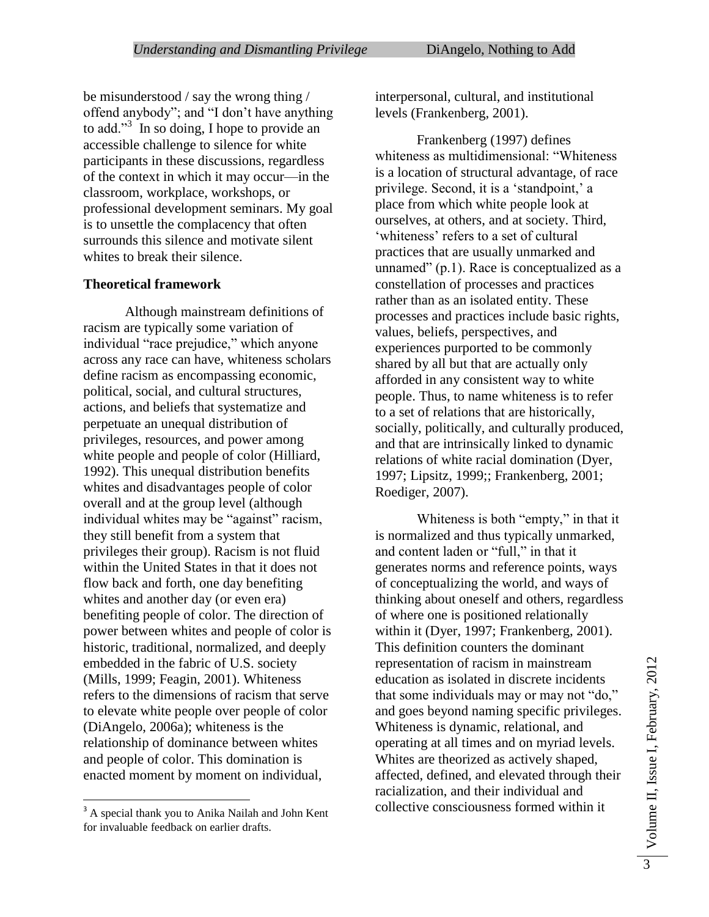be misunderstood / say the wrong thing / offend anybody"; and "I don't have anything to add."[3] In so doing, I hope to provide an accessible challenge to silence for white participants in these discussions, regardless of the context in which it may occur—in the classroom, workplace, workshops, or professional development seminars. My goal is to unsettle the complacency that often surrounds this silence and motivate silent whites to break their silence.

**Theoretical framework**

Although mainstream definitions of racism are typically some variation of individual "race prejudice," which anyone across any race can have, whiteness scholars define racism as encompassing economic, political, social, and cultural structures, actions, and beliefs that systematize and perpetuate an unequal distribution of privileges, resources, and power among white people and people of color (Hilliard, 1992). This unequal distribution benefits whites and disadvantages people of color overall and at the group level (although individual whites may be "against" racism, they still benefit from a system that privileges their group). Racism is not fluid within the United States in that it does not flow back and forth, one day benefiting whites and another day (or even era) benefiting people of color. The direction of power between whites and people of color is historic, traditional, normalized, and deeply embedded in the fabric of U.S. society (Mills, 1999; Feagin, 2001). Whiteness refers to the dimensions of racism that serve to elevate white people over people of color (DiAngelo, 2006a); whiteness is the relationship of dominance between whites and people of color. This domination is enacted moment by moment on individual, interpersonal, cultural, and institutional levels (Frankenberg, 2001).

Frankenberg (1997) defines whiteness as multidimensional: "Whiteness is a location of structural advantage, of race privilege. Second, it is a 'standpoint,' a place from which white people look at ourselves, at others, and at society. Third, 'whiteness' refers to a set of cultural practices that are usually unmarked and unnamed" (p.1). Race is conceptualized as a constellation of processes and practices rather than as an isolated entity. These processes and practices include basic rights, values, beliefs, perspectives, and experiences purported to be commonly shared by all but that are actually only afforded in any consistent way to white people. Thus, to name whiteness is to refer to a set of relations that are historically, socially, politically, and culturally produced, and that are intrinsically linked to dynamic relations of white racial domination (Dyer, 1997; Lipsitz, 1999;; Frankenberg, 2001; Roediger, 2007).

Whiteness is both "empty," in that it is normalized and thus typically unmarked, and content laden or "full," in that it generates norms and reference points, ways of conceptualizing the world, and ways of thinking about oneself and others, regardless of where one is positioned relationally within it (Dyer, 1997; Frankenberg, 2001). This definition counters the dominant representation of racism in mainstream education as isolated in discrete incidents that some individuals may or may not "do," and goes beyond naming specific privileges. Whiteness is dynamic, relational, and operating at all times and on myriad levels. Whites are theorized as actively shaped, affected, defined, and elevated through their racialization, and their individual and collective consciousness formed within it

[3] A special thank you to Anika Nailah and John Kent for invaluable feedback on earlier drafts.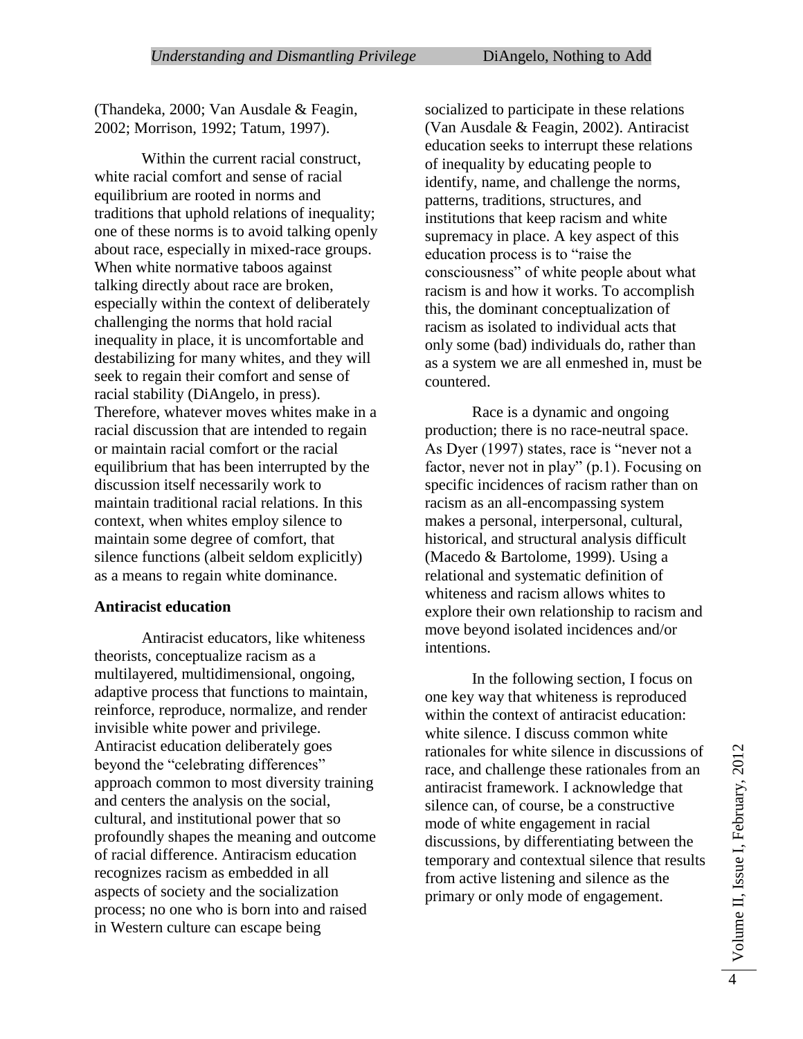(Thandeka, 2000; Van Ausdale & Feagin, 2002; Morrison, 1992; Tatum, 1997).

Within the current racial construct, white racial comfort and sense of racial equilibrium are rooted in norms and traditions that uphold relations of inequality; one of these norms is to avoid talking openly about race, especially in mixed-race groups. When white normative taboos against talking directly about race are broken, especially within the context of deliberately challenging the norms that hold racial inequality in place, it is uncomfortable and destabilizing for many whites, and they will seek to regain their comfort and sense of racial stability (DiAngelo, in press). Therefore, whatever moves whites make in a racial discussion that are intended to regain or maintain racial comfort or the racial equilibrium that has been interrupted by the discussion itself necessarily work to maintain traditional racial relations. In this context, when whites employ silence to maintain some degree of comfort, that silence functions (albeit seldom explicitly) as a means to regain white dominance.

**Antiracist education**

Antiracist educators, like whiteness theorists, conceptualize racism as a multilayered, multidimensional, ongoing, adaptive process that functions to maintain, reinforce, reproduce, normalize, and render invisible white power and privilege. Antiracist education deliberately goes beyond the "celebrating differences" approach common to most diversity training and centers the analysis on the social, cultural, and institutional power that so profoundly shapes the meaning and outcome of racial difference. Antiracism education recognizes racism as embedded in all aspects of society and the socialization process; no one who is born into and raised in Western culture can escape being socialized to participate in these relations (Van Ausdale & Feagin, 2002). Antiracist education seeks to interrupt these relations of inequality by educating people to identify, name, and challenge the norms, patterns, traditions, structures, and institutions that keep racism and white supremacy in place. A key aspect of this education process is to "raise the consciousness" of white people about what racism is and how it works. To accomplish this, the dominant conceptualization of racism as isolated to individual acts that only some (bad) individuals do, rather than as a system we are all enmeshed in, must be countered.

Race is a dynamic and ongoing production; there is no race-neutral space. As Dyer (1997) states, race is "never not a factor, never not in play" (p.1). Focusing on specific incidences of racism rather than on racism as an all-encompassing system makes a personal, interpersonal, cultural, historical, and structural analysis difficult (Macedo & Bartolome, 1999). Using a relational and systematic definition of whiteness and racism allows whites to explore their own relationship to racism and move beyond isolated incidences and/or intentions.

In the following section, I focus on one key way that whiteness is reproduced within the context of antiracist education: white silence. I discuss common white rationales for white silence in discussions of race, and challenge these rationales from an antiracist framework. I acknowledge that silence can, of course, be a constructive mode of white engagement in racial discussions, by differentiating between the temporary and contextual silence that results from active listening and silence as the primary or only mode of engagement.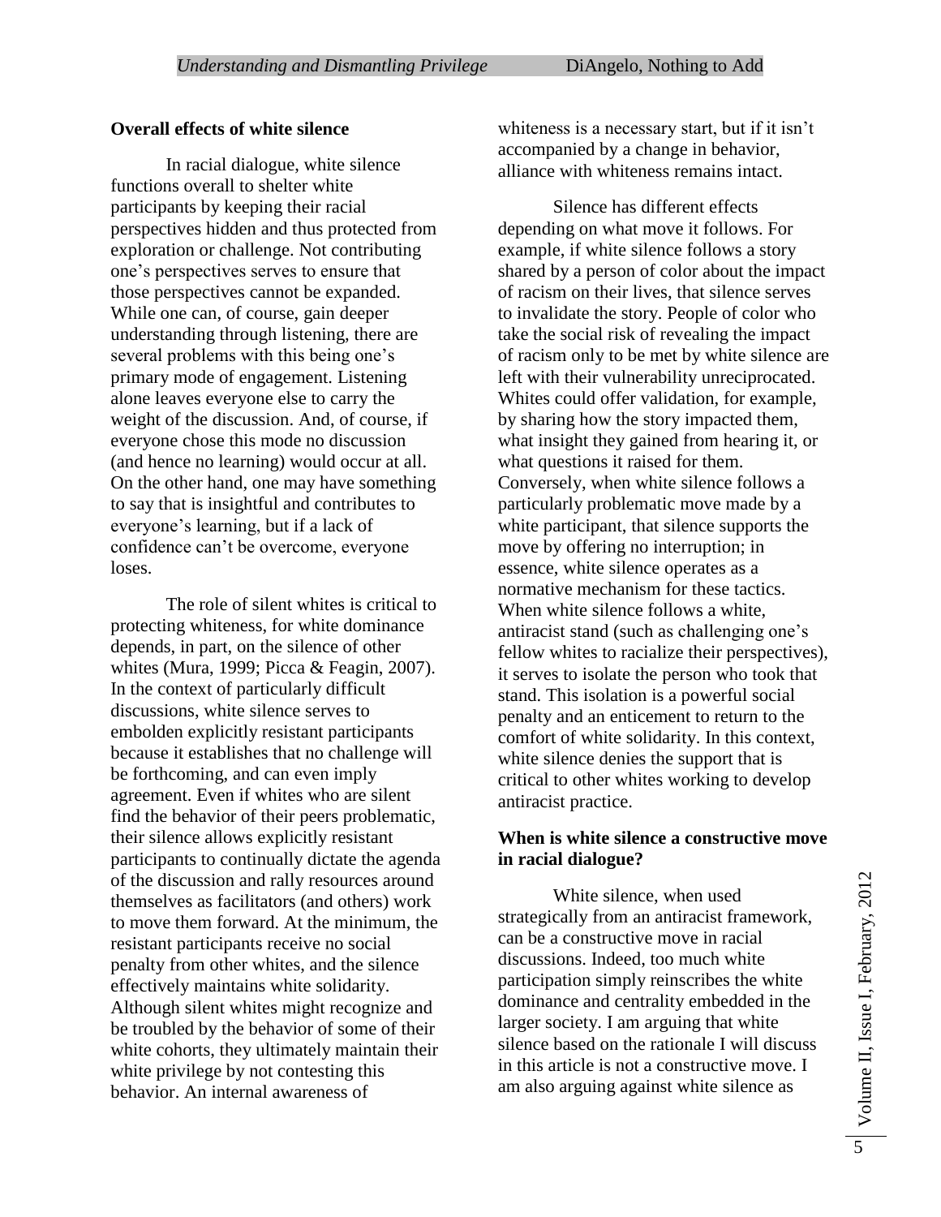**Overall effects of white silence**

In racial dialogue, white silence functions overall to shelter white participants by keeping their racial perspectives hidden and thus protected from exploration or challenge. Not contributing one's perspectives serves to ensure that those perspectives cannot be expanded. While one can, of course, gain deeper understanding through listening, there are several problems with this being one's primary mode of engagement. Listening alone leaves everyone else to carry the weight of the discussion. And, of course, if everyone chose this mode no discussion (and hence no learning) would occur at all. On the other hand, one may have something to say that is insightful and contributes to everyone's learning, but if a lack of confidence can't be overcome, everyone loses.

The role of silent whites is critical to protecting whiteness, for white dominance depends, in part, on the silence of other whites (Mura, 1999; Picca & Feagin, 2007). In the context of particularly difficult discussions, white silence serves to embolden explicitly resistant participants because it establishes that no challenge will be forthcoming, and can even imply agreement. Even if whites who are silent find the behavior of their peers problematic, their silence allows explicitly resistant participants to continually dictate the agenda of the discussion and rally resources around themselves as facilitators (and others) work to move them forward. At the minimum, the resistant participants receive no social penalty from other whites, and the silence effectively maintains white solidarity. Although silent whites might recognize and be troubled by the behavior of some of their white cohorts, they ultimately maintain their white privilege by not contesting this behavior. An internal awareness of whiteness is a necessary start, but if it isn't accompanied by a change in behavior, alliance with whiteness remains intact.

Silence has different effects depending on what move it follows. For example, if white silence follows a story shared by a person of color about the impact of racism on their lives, that silence serves to invalidate the story. People of color who take the social risk of revealing the impact of racism only to be met by white silence are left with their vulnerability unreciprocated. Whites could offer validation, for example, by sharing how the story impacted them, what insight they gained from hearing it, or what questions it raised for them. Conversely, when white silence follows a particularly problematic move made by a white participant, that silence supports the move by offering no interruption; in essence, white silence operates as a normative mechanism for these tactics. When white silence follows a white, antiracist stand (such as challenging one's fellow whites to racialize their perspectives), it serves to isolate the person who took that stand. This isolation is a powerful social penalty and an enticement to return to the comfort of white solidarity. In this context, white silence denies the support that is critical to other whites working to develop antiracist practice.

**When is white silence a constructive move in racial dialogue?**

White silence, when used strategically from an antiracist framework, can be a constructive move in racial discussions. Indeed, too much white participation simply reinscribes the white dominance and centrality embedded in the larger society. I am arguing that white silence based on the rationale I will discuss in this article is not a constructive move. I am also arguing against white silence as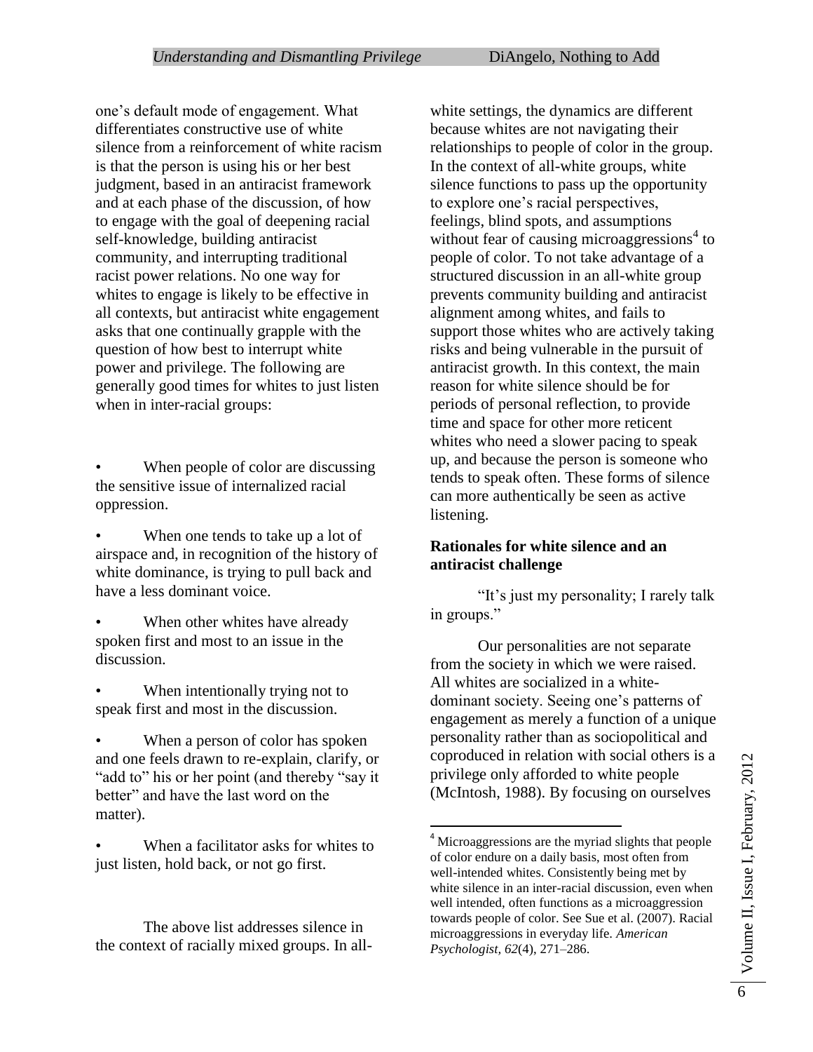one's default mode of engagement. What differentiates constructive use of white silence from a reinforcement of white racism is that the person is using his or her best judgment, based in an antiracist framework and at each phase of the discussion, of how to engage with the goal of deepening racial self-knowledge, building antiracist community, and interrupting traditional racist power relations. No one way for whites to engage is likely to be effective in all contexts, but antiracist white engagement asks that one continually grapple with the question of how best to interrupt white power and privilege. The following are generally good times for whites to just listen when in inter-racial groups:

- When people of color are discussing the sensitive issue of internalized racial oppression.
- When one tends to take up a lot of airspace and, in recognition of the history of white dominance, is trying to pull back and have a less dominant voice.
- When other whites have already spoken first and most to an issue in the discussion.
- When intentionally trying not to speak first and most in the discussion.
- When a person of color has spoken and one feels drawn to re-explain, clarify, or "add to" his or her point (and thereby "say it better" and have the last word on the matter).
- When a facilitator asks for whites to just listen, hold back, or not go first.

The above list addresses silence in the context of racially mixed groups. In all-white settings, the dynamics are different because whites are not navigating their relationships to people of color in the group. In the context of all-white groups, white silence functions to pass up the opportunity to explore one's racial perspectives, feelings, blind spots, and assumptions without fear of causing microaggressions[4] to people of color. To not take advantage of a structured discussion in an all-white group prevents community building and antiracist alignment among whites, and fails to support those whites who are actively taking risks and being vulnerable in the pursuit of antiracist growth. In this context, the main reason for white silence should be for periods of personal reflection, to provide time and space for other more reticent whites who need a slower pacing to speak up, and because the person is someone who tends to speak often. These forms of silence can more authentically be seen as active listening.

### Rationales for white silence and an antiracist challenge

"It's just my personality; I rarely talk in groups."

Our personalities are not separate from the society in which we were raised. All whites are socialized in a white-dominant society. Seeing one's patterns of engagement as merely a function of a unique personality rather than as sociopolitical and coproduced in relation with social others is a privilege only afforded to white people (McIntosh, 1988). By focusing on ourselves

---

[4] Microaggressions are the myriad slights that people of color endure on a daily basis, most often from well-intended whites. Consistently being met by white silence in an inter-racial discussion, even when well intended, often functions as a microaggression towards people of color. See Sue et al. (2007). Racial microaggressions in everyday life. *American Psychologist, 62*(4), 271–286.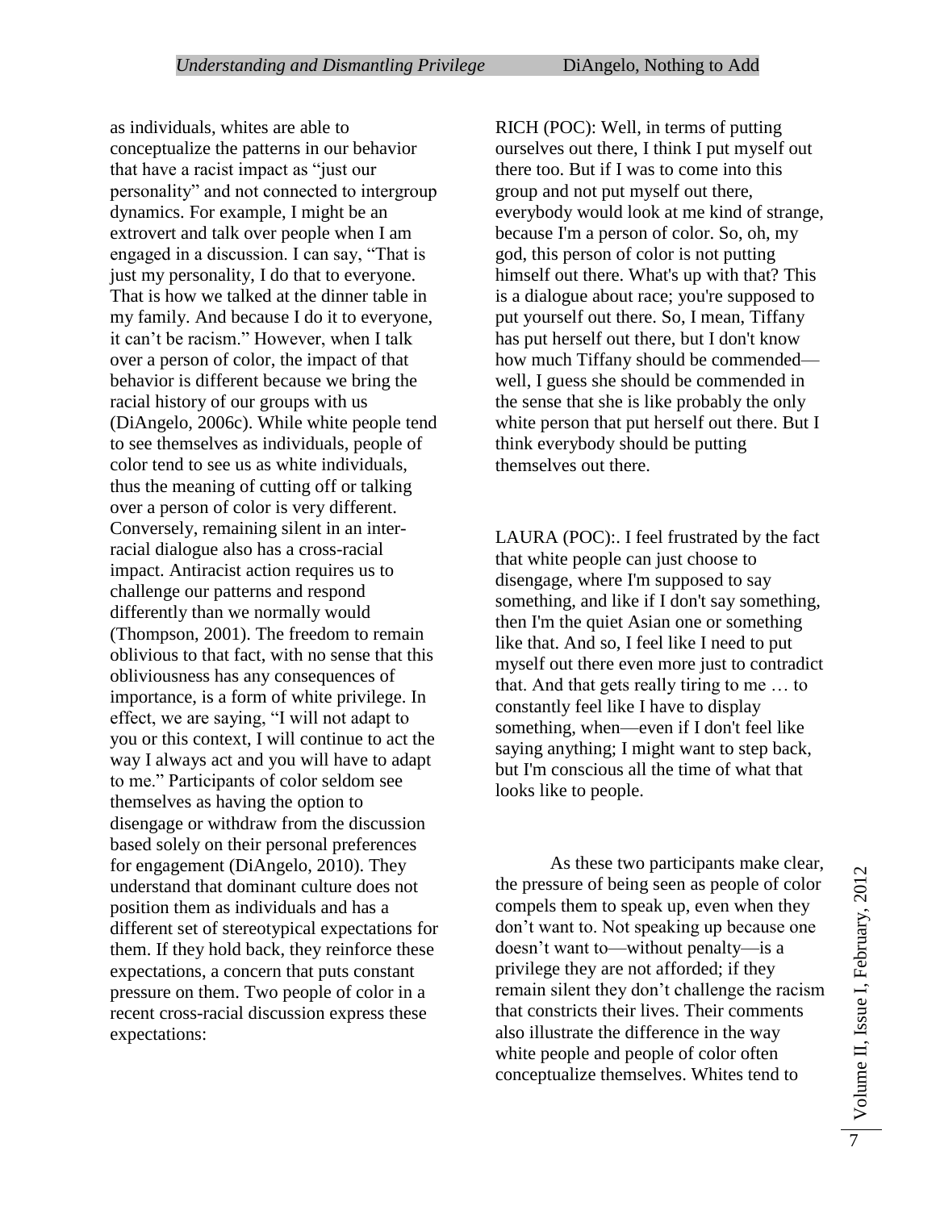as individuals, whites are able to conceptualize the patterns in our behavior that have a racist impact as "just our personality" and not connected to intergroup dynamics. For example, I might be an extrovert and talk over people when I am engaged in a discussion. I can say, "That is just my personality, I do that to everyone. That is how we talked at the dinner table in my family. And because I do it to everyone, it can't be racism." However, when I talk over a person of color, the impact of that behavior is different because we bring the racial history of our groups with us (DiAngelo, 2006c). While white people tend to see themselves as individuals, people of color tend to see us as white individuals, thus the meaning of cutting off or talking over a person of color is very different. Conversely, remaining silent in an inter-racial dialogue also has a cross-racial impact. Antiracist action requires us to challenge our patterns and respond differently than we normally would (Thompson, 2001). The freedom to remain oblivious to that fact, with no sense that this obliviousness has any consequences of importance, is a form of white privilege. In effect, we are saying, "I will not adapt to you or this context, I will continue to act the way I always act and you will have to adapt to me." Participants of color seldom see themselves as having the option to disengage or withdraw from the discussion based solely on their personal preferences for engagement (DiAngelo, 2010). They understand that dominant culture does not position them as individuals and has a different set of stereotypical expectations for them. If they hold back, they reinforce these expectations, a concern that puts constant pressure on them. Two people of color in a recent cross-racial discussion express these expectations:

RICH (POC): Well, in terms of putting ourselves out there, I think I put myself out there too. But if I was to come into this group and not put myself out there, everybody would look at me kind of strange, because I'm a person of color. So, oh, my god, this person of color is not putting himself out there. What's up with that? This is a dialogue about race; you're supposed to put yourself out there. So, I mean, Tiffany has put herself out there, but I don't know how much Tiffany should be commended—well, I guess she should be commended in the sense that she is like probably the only white person that put herself out there. But I think everybody should be putting themselves out there.

LAURA (POC):. I feel frustrated by the fact that white people can just choose to disengage, where I'm supposed to say something, and like if I don't say something, then I'm the quiet Asian one or something like that. And so, I feel like I need to put myself out there even more just to contradict that. And that gets really tiring to me … to constantly feel like I have to display something, when—even if I don't feel like saying anything; I might want to step back, but I'm conscious all the time of what that looks like to people.

As these two participants make clear, the pressure of being seen as people of color compels them to speak up, even when they don't want to. Not speaking up because one doesn't want to—without penalty—is a privilege they are not afforded; if they remain silent they don't challenge the racism that constricts their lives. Their comments also illustrate the difference in the way white people and people of color often conceptualize themselves. Whites tend to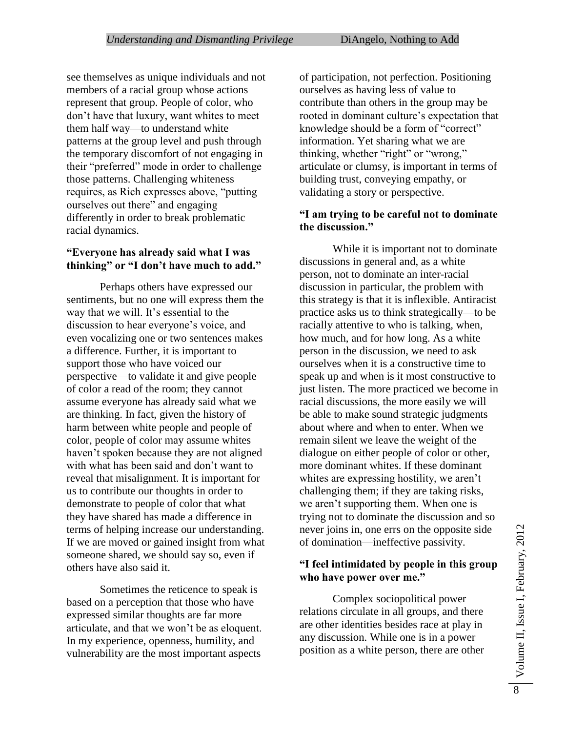see themselves as unique individuals and not members of a racial group whose actions represent that group. People of color, who don't have that luxury, want whites to meet them half way—to understand white patterns at the group level and push through the temporary discomfort of not engaging in their "preferred" mode in order to challenge those patterns. Challenging whiteness requires, as Rich expresses above, "putting ourselves out there" and engaging differently in order to break problematic racial dynamics.

**"Everyone has already said what I was thinking" or "I don't have much to add."**

Perhaps others have expressed our sentiments, but no one will express them the way that we will. It's essential to the discussion to hear everyone's voice, and even vocalizing one or two sentences makes a difference. Further, it is important to support those who have voiced our perspective—to validate it and give people of color a read of the room; they cannot assume everyone has already said what we are thinking. In fact, given the history of harm between white people and people of color, people of color may assume whites haven't spoken because they are not aligned with what has been said and don't want to reveal that misalignment. It is important for us to contribute our thoughts in order to demonstrate to people of color that what they have shared has made a difference in terms of helping increase our understanding. If we are moved or gained insight from what someone shared, we should say so, even if others have also said it.

Sometimes the reticence to speak is based on a perception that those who have expressed similar thoughts are far more articulate, and that we won't be as eloquent. In my experience, openness, humility, and vulnerability are the most important aspects of participation, not perfection. Positioning ourselves as having less of value to contribute than others in the group may be rooted in dominant culture's expectation that knowledge should be a form of "correct" information. Yet sharing what we are thinking, whether "right" or "wrong," articulate or clumsy, is important in terms of building trust, conveying empathy, or validating a story or perspective.

**"I am trying to be careful not to dominate the discussion."**

While it is important not to dominate discussions in general and, as a white person, not to dominate an inter-racial discussion in particular, the problem with this strategy is that it is inflexible. Antiracist practice asks us to think strategically—to be racially attentive to who is talking, when, how much, and for how long. As a white person in the discussion, we need to ask ourselves when it is a constructive time to speak up and when is it most constructive to just listen. The more practiced we become in racial discussions, the more easily we will be able to make sound strategic judgments about where and when to enter. When we remain silent we leave the weight of the dialogue on either people of color or other, more dominant whites. If these dominant whites are expressing hostility, we aren't challenging them; if they are taking risks, we aren't supporting them. When one is trying not to dominate the discussion and so never joins in, one errs on the opposite side of domination—ineffective passivity.

**"I feel intimidated by people in this group who have power over me."**

Complex sociopolitical power relations circulate in all groups, and there are other identities besides race at play in any discussion. While one is in a power position as a white person, there are other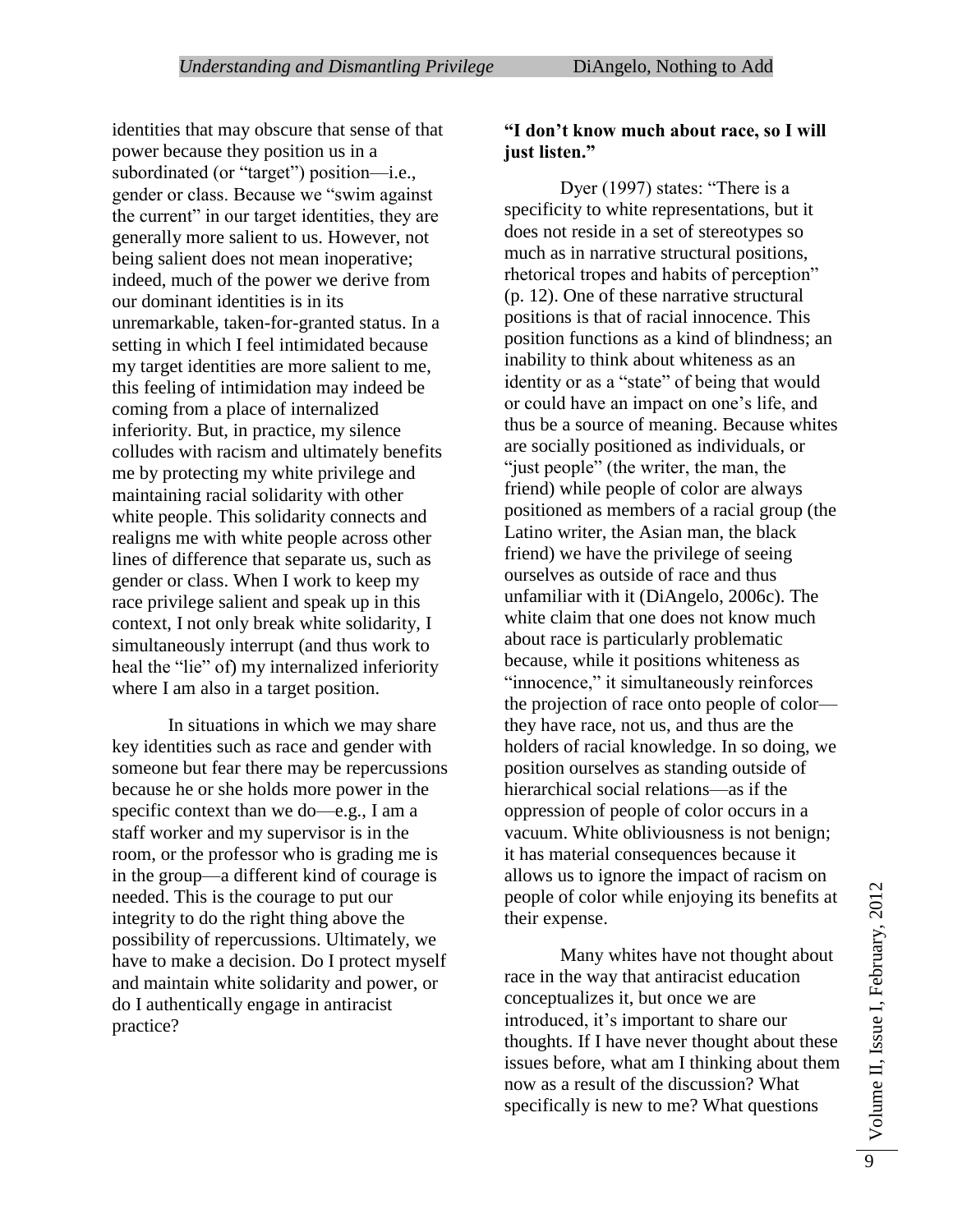identities that may obscure that sense of that power because they position us in a subordinated (or "target") position—i.e., gender or class. Because we "swim against the current" in our target identities, they are generally more salient to us. However, not being salient does not mean inoperative; indeed, much of the power we derive from our dominant identities is in its unremarkable, taken-for-granted status. In a setting in which I feel intimidated because my target identities are more salient to me, this feeling of intimidation may indeed be coming from a place of internalized inferiority. But, in practice, my silence colludes with racism and ultimately benefits me by protecting my white privilege and maintaining racial solidarity with other white people. This solidarity connects and realigns me with white people across other lines of difference that separate us, such as gender or class. When I work to keep my race privilege salient and speak up in this context, I not only break white solidarity, I simultaneously interrupt (and thus work to heal the "lie" of) my internalized inferiority where I am also in a target position.

In situations in which we may share key identities such as race and gender with someone but fear there may be repercussions because he or she holds more power in the specific context than we do—e.g., I am a staff worker and my supervisor is in the room, or the professor who is grading me is in the group—a different kind of courage is needed. This is the courage to put our integrity to do the right thing above the possibility of repercussions. Ultimately, we have to make a decision. Do I protect myself and maintain white solidarity and power, or do I authentically engage in antiracist practice?

**"I don't know much about race, so I will just listen."**

Dyer (1997) states: "There is a specificity to white representations, but it does not reside in a set of stereotypes so much as in narrative structural positions, rhetorical tropes and habits of perception" (p. 12). One of these narrative structural positions is that of racial innocence. This position functions as a kind of blindness; an inability to think about whiteness as an identity or as a "state" of being that would or could have an impact on one's life, and thus be a source of meaning. Because whites are socially positioned as individuals, or "just people" (the writer, the man, the friend) while people of color are always positioned as members of a racial group (the Latino writer, the Asian man, the black friend) we have the privilege of seeing ourselves as outside of race and thus unfamiliar with it (DiAngelo, 2006c). The white claim that one does not know much about race is particularly problematic because, while it positions whiteness as "innocence," it simultaneously reinforces the projection of race onto people of color—they have race, not us, and thus are the holders of racial knowledge. In so doing, we position ourselves as standing outside of hierarchical social relations—as if the oppression of people of color occurs in a vacuum. White obliviousness is not benign; it has material consequences because it allows us to ignore the impact of racism on people of color while enjoying its benefits at their expense.

Many whites have not thought about race in the way that antiracist education conceptualizes it, but once we are introduced, it's important to share our thoughts. If I have never thought about these issues before, what am I thinking about them now as a result of the discussion? What specifically is new to me? What questions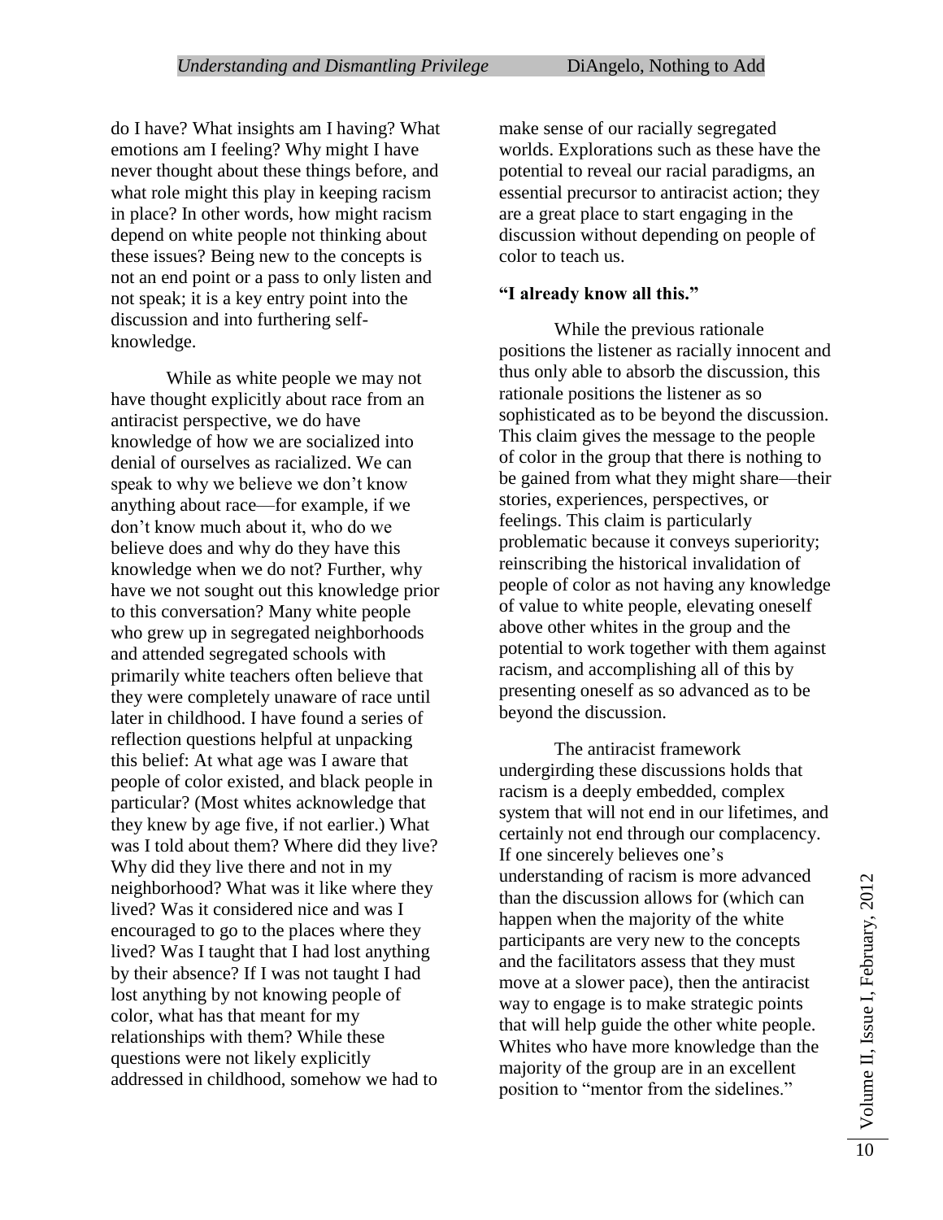do I have? What insights am I having? What emotions am I feeling? Why might I have never thought about these things before, and what role might this play in keeping racism in place? In other words, how might racism depend on white people not thinking about these issues? Being new to the concepts is not an end point or a pass to only listen and not speak; it is a key entry point into the discussion and into furthering self-knowledge.

While as white people we may not have thought explicitly about race from an antiracist perspective, we do have knowledge of how we are socialized into denial of ourselves as racialized. We can speak to why we believe we don't know anything about race—for example, if we don't know much about it, who do we believe does and why do they have this knowledge when we do not? Further, why have we not sought out this knowledge prior to this conversation? Many white people who grew up in segregated neighborhoods and attended segregated schools with primarily white teachers often believe that they were completely unaware of race until later in childhood. I have found a series of reflection questions helpful at unpacking this belief: At what age was I aware that people of color existed, and black people in particular? (Most whites acknowledge that they knew by age five, if not earlier.) What was I told about them? Where did they live? Why did they live there and not in my neighborhood? What was it like where they lived? Was it considered nice and was I encouraged to go to the places where they lived? Was I taught that I had lost anything by their absence? If I was not taught I had lost anything by not knowing people of color, what has that meant for my relationships with them? While these questions were not likely explicitly addressed in childhood, somehow we had to make sense of our racially segregated worlds. Explorations such as these have the potential to reveal our racial paradigms, an essential precursor to antiracist action; they are a great place to start engaging in the discussion without depending on people of color to teach us.

**"I already know all this."**

While the previous rationale positions the listener as racially innocent and thus only able to absorb the discussion, this rationale positions the listener as so sophisticated as to be beyond the discussion. This claim gives the message to the people of color in the group that there is nothing to be gained from what they might share—their stories, experiences, perspectives, or feelings. This claim is particularly problematic because it conveys superiority; reinscribing the historical invalidation of people of color as not having any knowledge of value to white people, elevating oneself above other whites in the group and the potential to work together with them against racism, and accomplishing all of this by presenting oneself as so advanced as to be beyond the discussion.

The antiracist framework undergirding these discussions holds that racism is a deeply embedded, complex system that will not end in our lifetimes, and certainly not end through our complacency. If one sincerely believes one's understanding of racism is more advanced than the discussion allows for (which can happen when the majority of the white participants are very new to the concepts and the facilitators assess that they must move at a slower pace), then the antiracist way to engage is to make strategic points that will help guide the other white people. Whites who have more knowledge than the majority of the group are in an excellent position to "mentor from the sidelines."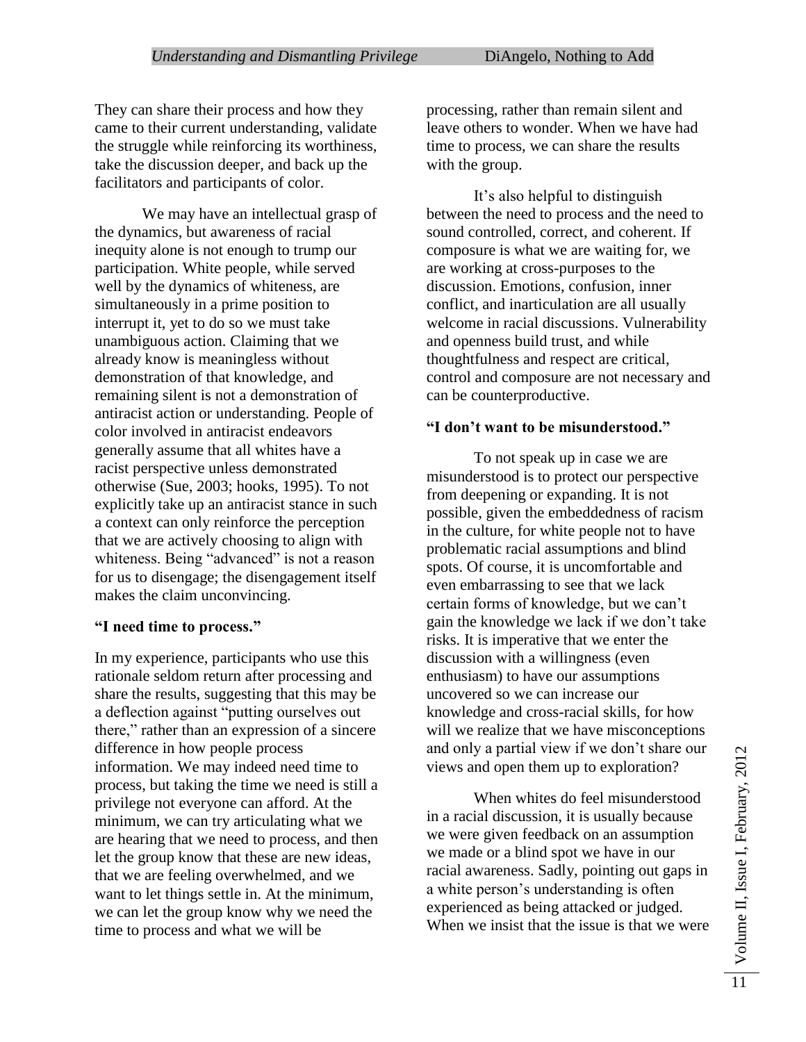They can share their process and how they came to their current understanding, validate the struggle while reinforcing its worthiness, take the discussion deeper, and back up the facilitators and participants of color.

We may have an intellectual grasp of the dynamics, but awareness of racial inequity alone is not enough to trump our participation. White people, while served well by the dynamics of whiteness, are simultaneously in a prime position to interrupt it, yet to do so we must take unambiguous action. Claiming that we already know is meaningless without demonstration of that knowledge, and remaining silent is not a demonstration of antiracist action or understanding. People of color involved in antiracist endeavors generally assume that all whites have a racist perspective unless demonstrated otherwise (Sue, 2003; hooks, 1995). To not explicitly take up an antiracist stance in such a context can only reinforce the perception that we are actively choosing to align with whiteness. Being "advanced" is not a reason for us to disengage; the disengagement itself makes the claim unconvincing.

**"I need time to process."**

In my experience, participants who use this rationale seldom return after processing and share the results, suggesting that this may be a deflection against "putting ourselves out there," rather than an expression of a sincere difference in how people process information. We may indeed need time to process, but taking the time we need is still a privilege not everyone can afford. At the minimum, we can try articulating what we are hearing that we need to process, and then let the group know that these are new ideas, that we are feeling overwhelmed, and we want to let things settle in. At the minimum, we can let the group know why we need the time to process and what we will be processing, rather than remain silent and leave others to wonder. When we have had time to process, we can share the results with the group.

It's also helpful to distinguish between the need to process and the need to sound controlled, correct, and coherent. If composure is what we are waiting for, we are working at cross-purposes to the discussion. Emotions, confusion, inner conflict, and inarticulation are all usually welcome in racial discussions. Vulnerability and openness build trust, and while thoughtfulness and respect are critical, control and composure are not necessary and can be counterproductive.

**"I don't want to be misunderstood."**

To not speak up in case we are misunderstood is to protect our perspective from deepening or expanding. It is not possible, given the embeddedness of racism in the culture, for white people not to have problematic racial assumptions and blind spots. Of course, it is uncomfortable and even embarrassing to see that we lack certain forms of knowledge, but we can't gain the knowledge we lack if we don't take risks. It is imperative that we enter the discussion with a willingness (even enthusiasm) to have our assumptions uncovered so we can increase our knowledge and cross-racial skills, for how will we realize that we have misconceptions and only a partial view if we don't share our views and open them up to exploration?

When whites do feel misunderstood in a racial discussion, it is usually because we were given feedback on an assumption we made or a blind spot we have in our racial awareness. Sadly, pointing out gaps in a white person's understanding is often experienced as being attacked or judged. When we insist that the issue is that we were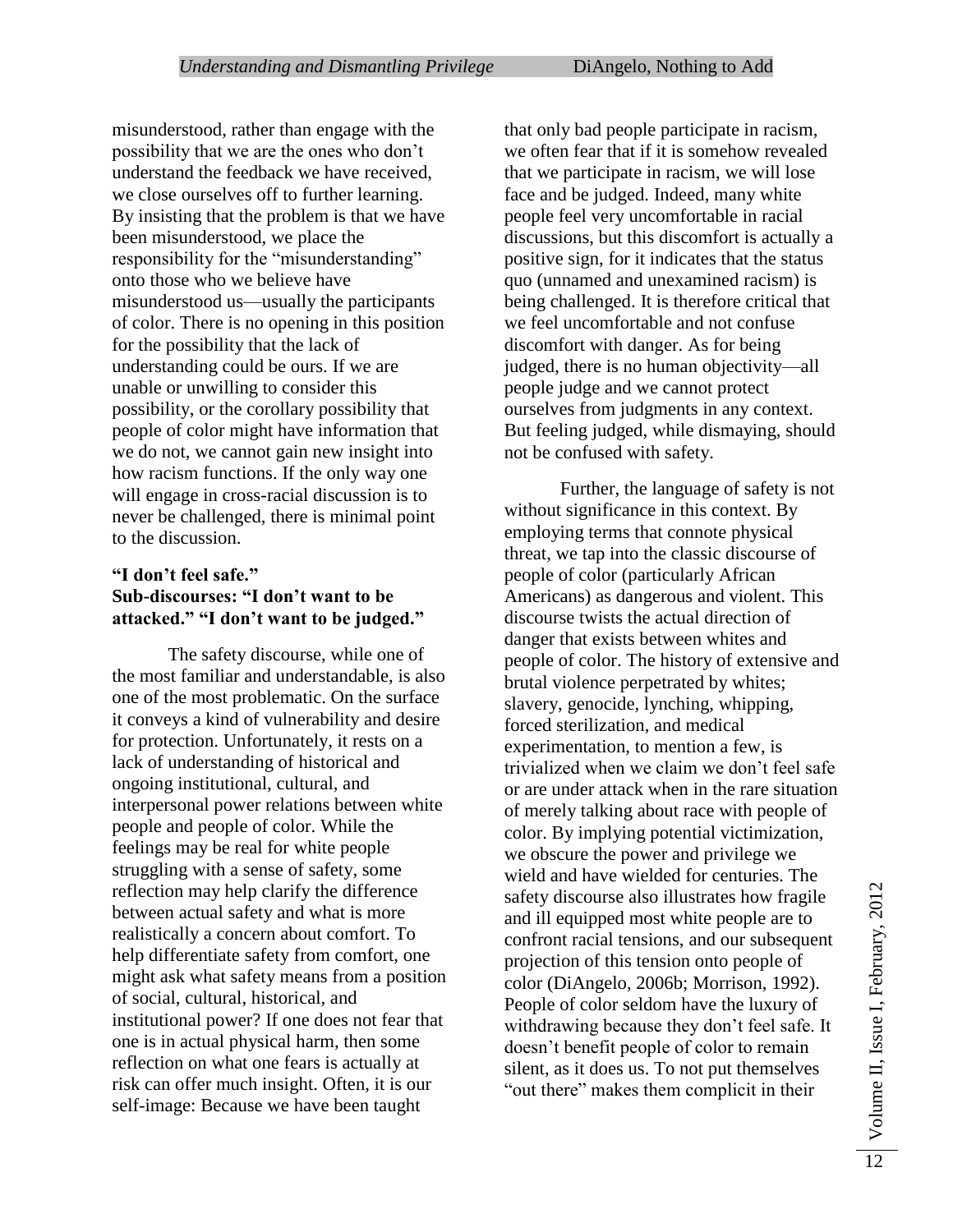misunderstood, rather than engage with the possibility that we are the ones who don't understand the feedback we have received, we close ourselves off to further learning. By insisting that the problem is that we have been misunderstood, we place the responsibility for the "misunderstanding" onto those who we believe have misunderstood us—usually the participants of color. There is no opening in this position for the possibility that the lack of understanding could be ours. If we are unable or unwilling to consider this possibility, or the corollary possibility that people of color might have information that we do not, we cannot gain new insight into how racism functions. If the only way one will engage in cross-racial discussion is to never be challenged, there is minimal point to the discussion.

**"I don't feel safe."**
**Sub-discourses: "I don't want to be attacked." "I don't want to be judged."**

The safety discourse, while one of the most familiar and understandable, is also one of the most problematic. On the surface it conveys a kind of vulnerability and desire for protection. Unfortunately, it rests on a lack of understanding of historical and ongoing institutional, cultural, and interpersonal power relations between white people and people of color. While the feelings may be real for white people struggling with a sense of safety, some reflection may help clarify the difference between actual safety and what is more realistically a concern about comfort. To help differentiate safety from comfort, one might ask what safety means from a position of social, cultural, historical, and institutional power? If one does not fear that one is in actual physical harm, then some reflection on what one fears is actually at risk can offer much insight. Often, it is our self-image: Because we have been taught that only bad people participate in racism, we often fear that if it is somehow revealed that we participate in racism, we will lose face and be judged. Indeed, many white people feel very uncomfortable in racial discussions, but this discomfort is actually a positive sign, for it indicates that the status quo (unnamed and unexamined racism) is being challenged. It is therefore critical that we feel uncomfortable and not confuse discomfort with danger. As for being judged, there is no human objectivity—all people judge and we cannot protect ourselves from judgments in any context. But feeling judged, while dismaying, should not be confused with safety.

Further, the language of safety is not without significance in this context. By employing terms that connote physical threat, we tap into the classic discourse of people of color (particularly African Americans) as dangerous and violent. This discourse twists the actual direction of danger that exists between whites and people of color. The history of extensive and brutal violence perpetrated by whites; slavery, genocide, lynching, whipping, forced sterilization, and medical experimentation, to mention a few, is trivialized when we claim we don't feel safe or are under attack when in the rare situation of merely talking about race with people of color. By implying potential victimization, we obscure the power and privilege we wield and have wielded for centuries. The safety discourse also illustrates how fragile and ill equipped most white people are to confront racial tensions, and our subsequent projection of this tension onto people of color (DiAngelo, 2006b; Morrison, 1992). People of color seldom have the luxury of withdrawing because they don't feel safe. It doesn't benefit people of color to remain silent, as it does us. To not put themselves "out there" makes them complicit in their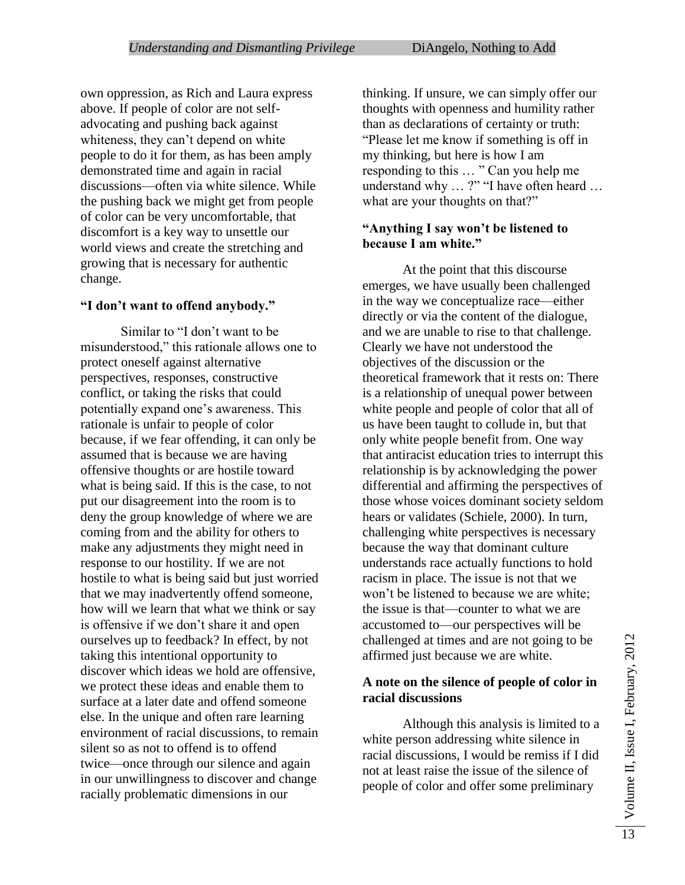own oppression, as Rich and Laura express above. If people of color are not self-advocating and pushing back against whiteness, they can't depend on white people to do it for them, as has been amply demonstrated time and again in racial discussions—often via white silence. While the pushing back we might get from people of color can be very uncomfortable, that discomfort is a key way to unsettle our world views and create the stretching and growing that is necessary for authentic change.

### "I don't want to offend anybody."

Similar to "I don't want to be misunderstood," this rationale allows one to protect oneself against alternative perspectives, responses, constructive conflict, or taking the risks that could potentially expand one's awareness. This rationale is unfair to people of color because, if we fear offending, it can only be assumed that is because we are having offensive thoughts or are hostile toward what is being said. If this is the case, to not put our disagreement into the room is to deny the group knowledge of where we are coming from and the ability for others to make any adjustments they might need in response to our hostility. If we are not hostile to what is being said but just worried that we may inadvertently offend someone, how will we learn that what we think or say is offensive if we don't share it and open ourselves up to feedback? In effect, by not taking this intentional opportunity to discover which ideas we hold are offensive, we protect these ideas and enable them to surface at a later date and offend someone else. In the unique and often rare learning environment of racial discussions, to remain silent so as not to offend is to offend twice—once through our silence and again in our unwillingness to discover and change racially problematic dimensions in our thinking. If unsure, we can simply offer our thoughts with openness and humility rather than as declarations of certainty or truth: "Please let me know if something is off in my thinking, but here is how I am responding to this … " Can you help me understand why … ?" "I have often heard … what are your thoughts on that?"

### "Anything I say won't be listened to because I am white."

At the point that this discourse emerges, we have usually been challenged in the way we conceptualize race—either directly or via the content of the dialogue, and we are unable to rise to that challenge. Clearly we have not understood the objectives of the discussion or the theoretical framework that it rests on: There is a relationship of unequal power between white people and people of color that all of us have been taught to collude in, but that only white people benefit from. One way that antiracist education tries to interrupt this relationship is by acknowledging the power differential and affirming the perspectives of those whose voices dominant society seldom hears or validates (Schiele, 2000). In turn, challenging white perspectives is necessary because the way that dominant culture understands race actually functions to hold racism in place. The issue is not that we won't be listened to because we are white; the issue is that—counter to what we are accustomed to—our perspectives will be challenged at times and are not going to be affirmed just because we are white.

### A note on the silence of people of color in racial discussions

Although this analysis is limited to a white person addressing white silence in racial discussions, I would be remiss if I did not at least raise the issue of the silence of people of color and offer some preliminary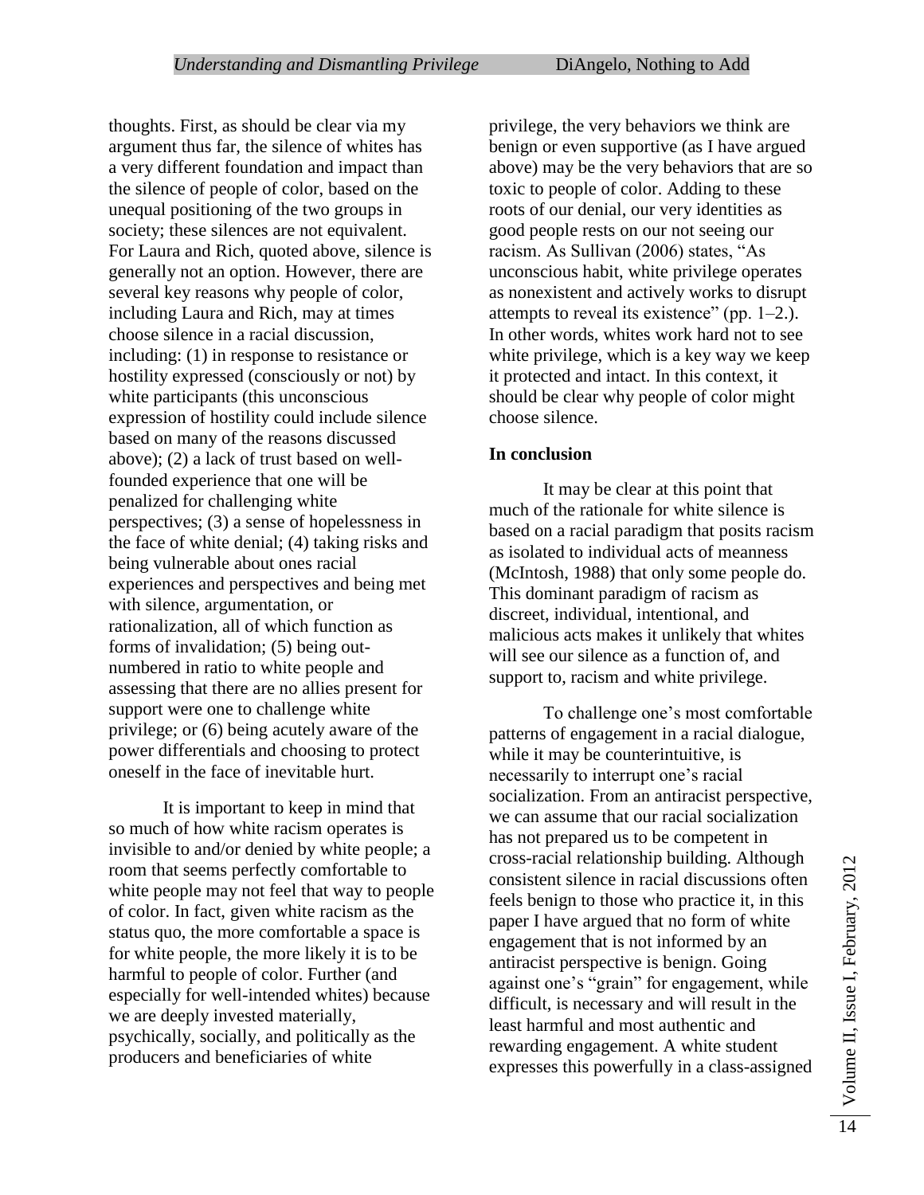thoughts. First, as should be clear via my argument thus far, the silence of whites has a very different foundation and impact than the silence of people of color, based on the unequal positioning of the two groups in society; these silences are not equivalent. For Laura and Rich, quoted above, silence is generally not an option. However, there are several key reasons why people of color, including Laura and Rich, may at times choose silence in a racial discussion, including: (1) in response to resistance or hostility expressed (consciously or not) by white participants (this unconscious expression of hostility could include silence based on many of the reasons discussed above); (2) a lack of trust based on well-founded experience that one will be penalized for challenging white perspectives; (3) a sense of hopelessness in the face of white denial; (4) taking risks and being vulnerable about ones racial experiences and perspectives and being met with silence, argumentation, or rationalization, all of which function as forms of invalidation; (5) being out-numbered in ratio to white people and assessing that there are no allies present for support were one to challenge white privilege; or (6) being acutely aware of the power differentials and choosing to protect oneself in the face of inevitable hurt.

It is important to keep in mind that so much of how white racism operates is invisible to and/or denied by white people; a room that seems perfectly comfortable to white people may not feel that way to people of color. In fact, given white racism as the status quo, the more comfortable a space is for white people, the more likely it is to be harmful to people of color. Further (and especially for well-intended whites) because we are deeply invested materially, psychically, socially, and politically as the producers and beneficiaries of white privilege, the very behaviors we think are benign or even supportive (as I have argued above) may be the very behaviors that are so toxic to people of color. Adding to these roots of our denial, our very identities as good people rests on our not seeing our racism. As Sullivan (2006) states, "As unconscious habit, white privilege operates as nonexistent and actively works to disrupt attempts to reveal its existence" (pp. 1–2.). In other words, whites work hard not to see white privilege, which is a key way we keep it protected and intact. In this context, it should be clear why people of color might choose silence.

**In conclusion**

It may be clear at this point that much of the rationale for white silence is based on a racial paradigm that posits racism as isolated to individual acts of meanness (McIntosh, 1988) that only some people do. This dominant paradigm of racism as discreet, individual, intentional, and malicious acts makes it unlikely that whites will see our silence as a function of, and support to, racism and white privilege.

To challenge one's most comfortable patterns of engagement in a racial dialogue, while it may be counterintuitive, is necessarily to interrupt one's racial socialization. From an antiracist perspective, we can assume that our racial socialization has not prepared us to be competent in cross-racial relationship building. Although consistent silence in racial discussions often feels benign to those who practice it, in this paper I have argued that no form of white engagement that is not informed by an antiracist perspective is benign. Going against one's "grain" for engagement, while difficult, is necessary and will result in the least harmful and most authentic and rewarding engagement. A white student expresses this powerfully in a class-assigned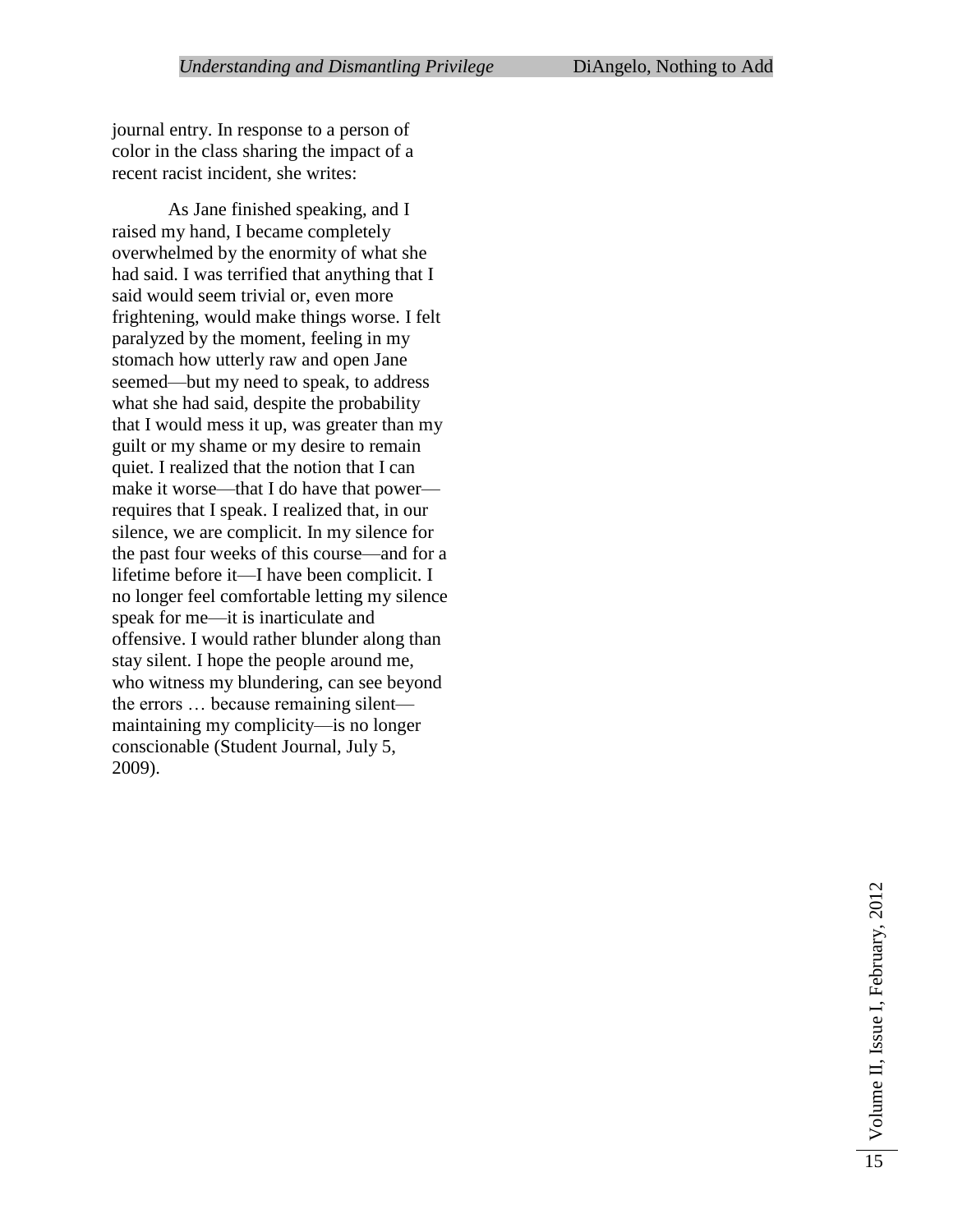journal entry. In response to a person of color in the class sharing the impact of a recent racist incident, she writes:

> As Jane finished speaking, and I raised my hand, I became completely overwhelmed by the enormity of what she had said. I was terrified that anything that I said would seem trivial or, even more frightening, would make things worse. I felt paralyzed by the moment, feeling in my stomach how utterly raw and open Jane seemed—but my need to speak, to address what she had said, despite the probability that I would mess it up, was greater than my guilt or my shame or my desire to remain quiet. I realized that the notion that I can make it worse—that I do have that power—requires that I speak. I realized that, in our silence, we are complicit. In my silence for the past four weeks of this course—and for a lifetime before it—I have been complicit. I no longer feel comfortable letting my silence speak for me—it is inarticulate and offensive. I would rather blunder along than stay silent. I hope the people around me, who witness my blundering, can see beyond the errors … because remaining silent—maintaining my complicity—is no longer conscionable (Student Journal, July 5, 2009).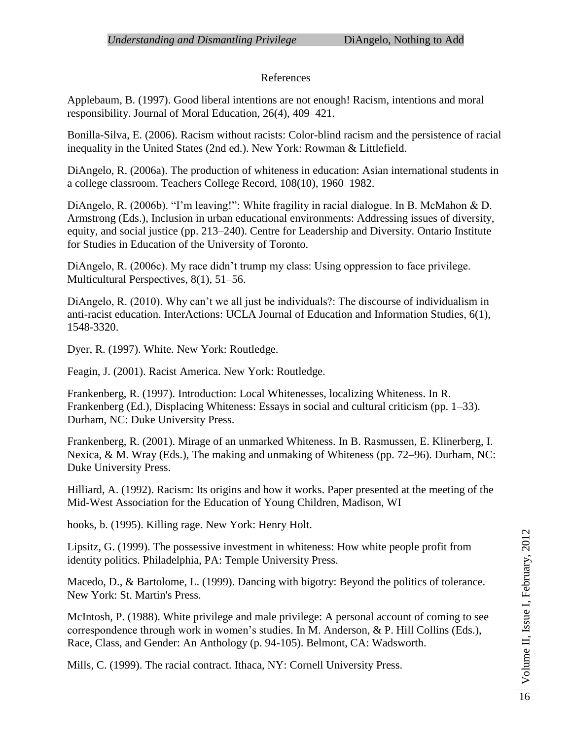## References

Applebaum, B. (1997). Good liberal intentions are not enough! Racism, intentions and moral responsibility. Journal of Moral Education, 26(4), 409–421.

Bonilla-Silva, E. (2006). Racism without racists: Color-blind racism and the persistence of racial inequality in the United States (2nd ed.). New York: Rowman & Littlefield.

DiAngelo, R. (2006a). The production of whiteness in education: Asian international students in a college classroom. Teachers College Record, 108(10), 1960–1982.

DiAngelo, R. (2006b). "I'm leaving!": White fragility in racial dialogue. In B. McMahon & D. Armstrong (Eds.), Inclusion in urban educational environments: Addressing issues of diversity, equity, and social justice (pp. 213–240). Centre for Leadership and Diversity. Ontario Institute for Studies in Education of the University of Toronto.

DiAngelo, R. (2006c). My race didn't trump my class: Using oppression to face privilege. Multicultural Perspectives, 8(1), 51–56.

DiAngelo, R. (2010). Why can't we all just be individuals?: The discourse of individualism in anti-racist education. InterActions: UCLA Journal of Education and Information Studies, 6(1), 1548-3320.

Dyer, R. (1997). White. New York: Routledge.

Feagin, J. (2001). Racist America. New York: Routledge.

Frankenberg, R. (1997). Introduction: Local Whitenesses, localizing Whiteness. In R. Frankenberg (Ed.), Displacing Whiteness: Essays in social and cultural criticism (pp. 1–33). Durham, NC: Duke University Press.

Frankenberg, R. (2001). Mirage of an unmarked Whiteness. In B. Rasmussen, E. Klinerberg, I. Nexica, & M. Wray (Eds.), The making and unmaking of Whiteness (pp. 72–96). Durham, NC: Duke University Press.

Hilliard, A. (1992). Racism: Its origins and how it works. Paper presented at the meeting of the Mid-West Association for the Education of Young Children, Madison, WI

hooks, b. (1995). Killing rage. New York: Henry Holt.

Lipsitz, G. (1999). The possessive investment in whiteness: How white people profit from identity politics. Philadelphia, PA: Temple University Press.

Macedo, D., & Bartolome, L. (1999). Dancing with bigotry: Beyond the politics of tolerance. New York: St. Martin's Press.

McIntosh, P. (1988). White privilege and male privilege: A personal account of coming to see correspondence through work in women's studies. In M. Anderson, & P. Hill Collins (Eds.), Race, Class, and Gender: An Anthology (p. 94-105). Belmont, CA: Wadsworth.

Mills, C. (1999). The racial contract. Ithaca, NY: Cornell University Press.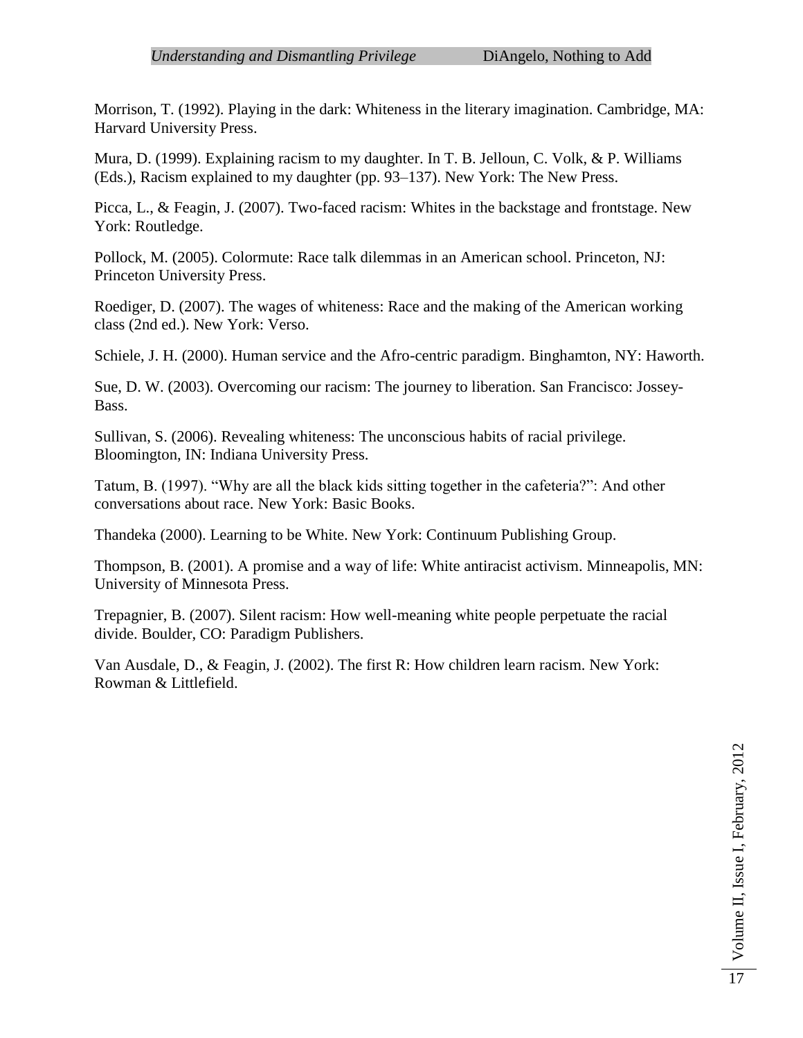Morrison, T. (1992). Playing in the dark: Whiteness in the literary imagination. Cambridge, MA: Harvard University Press.

Mura, D. (1999). Explaining racism to my daughter. In T. B. Jelloun, C. Volk, & P. Williams (Eds.), Racism explained to my daughter (pp. 93–137). New York: The New Press.

Picca, L., & Feagin, J. (2007). Two-faced racism: Whites in the backstage and frontstage. New York: Routledge.

Pollock, M. (2005). Colormute: Race talk dilemmas in an American school. Princeton, NJ: Princeton University Press.

Roediger, D. (2007). The wages of whiteness: Race and the making of the American working class (2nd ed.). New York: Verso.

Schiele, J. H. (2000). Human service and the Afro-centric paradigm. Binghamton, NY: Haworth.

Sue, D. W. (2003). Overcoming our racism: The journey to liberation. San Francisco: Jossey-Bass.

Sullivan, S. (2006). Revealing whiteness: The unconscious habits of racial privilege. Bloomington, IN: Indiana University Press.

Tatum, B. (1997). "Why are all the black kids sitting together in the cafeteria?": And other conversations about race. New York: Basic Books.

Thandeka (2000). Learning to be White. New York: Continuum Publishing Group.

Thompson, B. (2001). A promise and a way of life: White antiracist activism. Minneapolis, MN: University of Minnesota Press.

Trepagnier, B. (2007). Silent racism: How well-meaning white people perpetuate the racial divide. Boulder, CO: Paradigm Publishers.

Van Ausdale, D., & Feagin, J. (2002). The first R: How children learn racism. New York: Rowman & Littlefield.